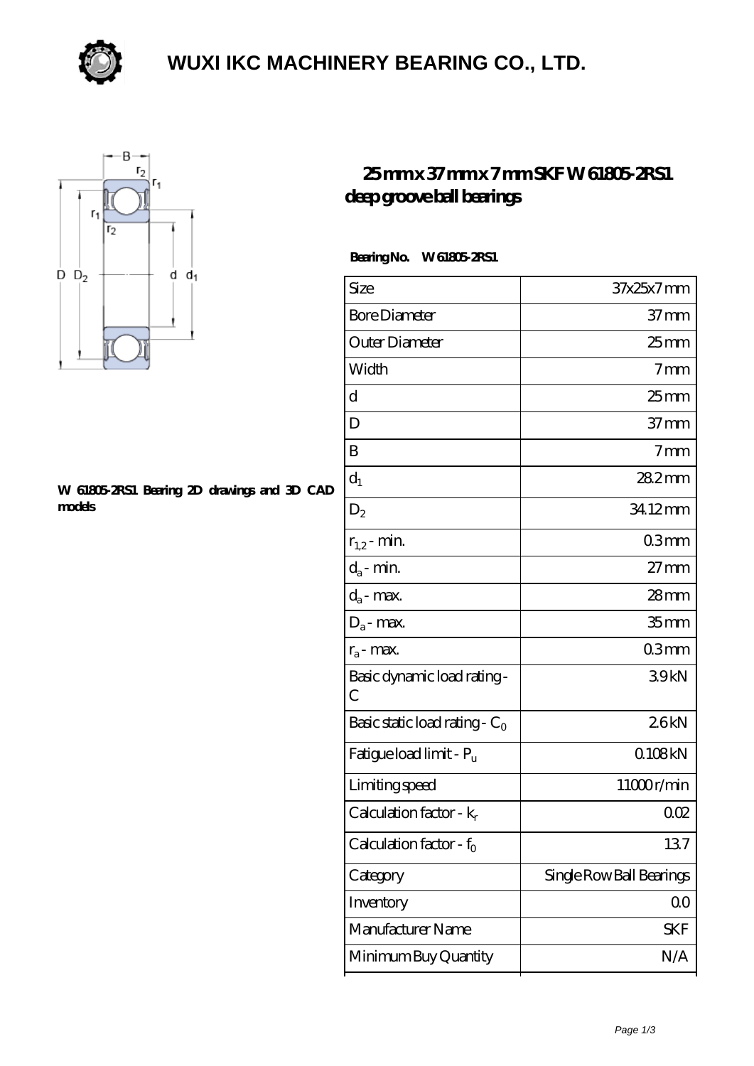# WUXI IKC MACHINERY BEARING CO., LTD.

## 25 mm x 37 mm x 7 mm SKF W 61805-2RS1 deep groove ball bearings

**W 61805-2RS1 Bearing 2D drawings and 3D CAD models**

**Bearing No. W 61805-2RS1**

| Size | 37x25x7 mm |
| --- | --- |
| Bore Diameter | 37 mm |
| Outer Diameter | 25 mm |
| Width | 7 mm |
| d | 25 mm |
| D | 37 mm |
| B | 7 mm |
| $d_1$ | 28.2 mm |
| $D_2$ | 34.12 mm |
| $r_{1,2}$ - min. | 0.3 mm |
| $d_a$ - min. | 27 mm |
| $d_a$ - max. | 28 mm |
| $D_a$ - max. | 35 mm |
| $r_a$ - max. | 0.3 mm |
| Basic dynamic load rating - C | 3.9 kN |
| Basic static load rating - $C_0$ | 2.6 kN |
| Fatigue load limit - $P_u$ | 0.108 kN |
| Limiting speed | 11000 r/min |
| Calculation factor - $k_r$ | 0.02 |
| Calculation factor - $f_0$ | 13.7 |
| Category | Single Row Ball Bearings |
| Inventory | 0.0 |
| Manufacturer Name | SKF |
| Minimum Buy Quantity | N/A |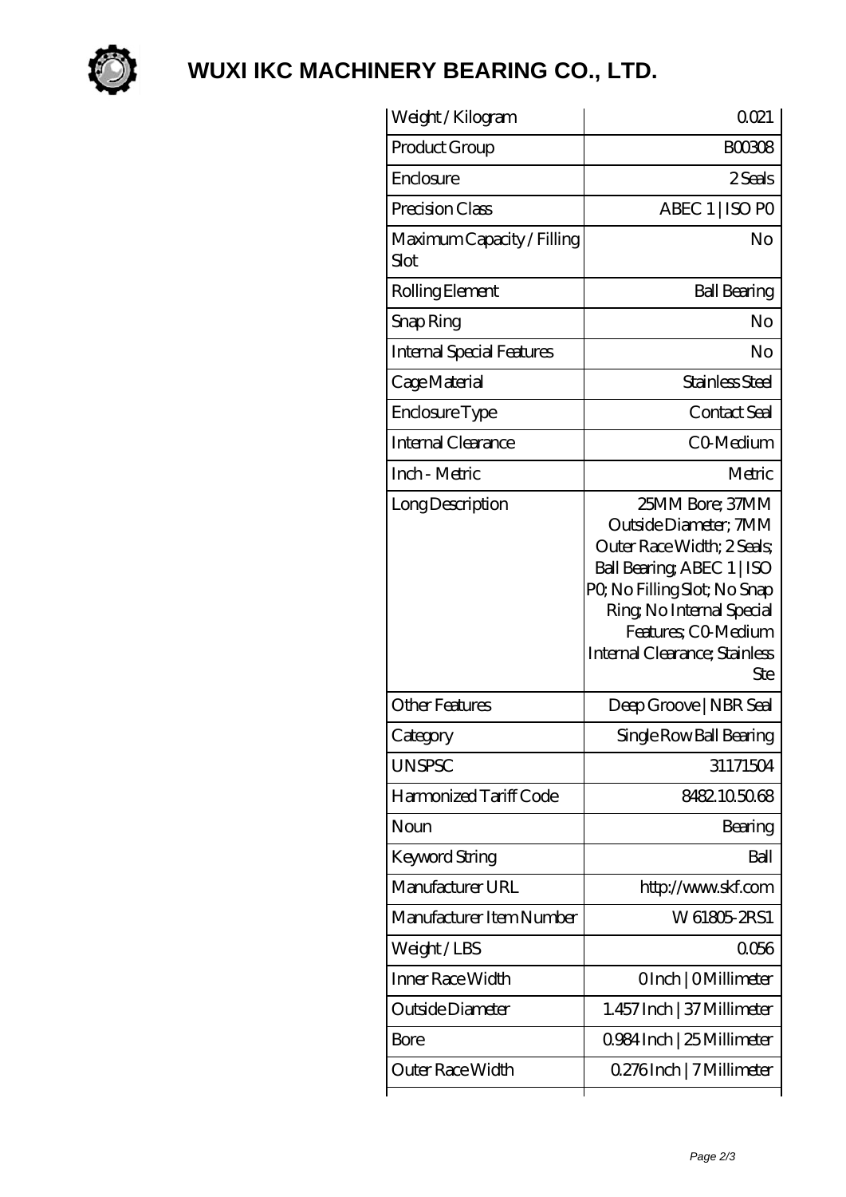# WUXI IKC MACHINERY BEARING CO., LTD.

| Weight / Kilogram | 0.021 |
| --- | --- |
| Product Group | B00308 |
| Enclosure | 2 Seals |
| Precision Class | ABEC 1 \| ISO P0 |
| Maximum Capacity / Filling Slot | No |
| Rolling Element | Ball Bearing |
| Snap Ring | No |
| Internal Special Features | No |
| Cage Material | Stainless Steel |
| Enclosure Type | Contact Seal |
| Internal Clearance | C0-Medium |
| Inch - Metric | Metric |
| Long Description | 25MM Bore; 37MM Outside Diameter; 7MM Outer Race Width; 2 Seals; Ball Bearing; ABEC 1 \| ISO P0; No Filling Slot; No Snap Ring; No Internal Special Features; C0-Medium Internal Clearance; Stainless Ste |
| Other Features | Deep Groove \| NBR Seal |
| Category | Single Row Ball Bearing |
| UNSPSC | 31171504 |
| Harmonized Tariff Code | 8482.10.50.68 |
| Noun | Bearing |
| Keyword String | Ball |
| Manufacturer URL | http://www.skf.com |
| Manufacturer Item Number | W 61805-2RS1 |
| Weight / LBS | 0.056 |
| Inner Race Width | 0 Inch \| 0 Millimeter |
| Outside Diameter | 1.457 Inch \| 37 Millimeter |
| Bore | 0.984 Inch \| 25 Millimeter |
| Outer Race Width | 0.276 Inch \| 7 Millimeter |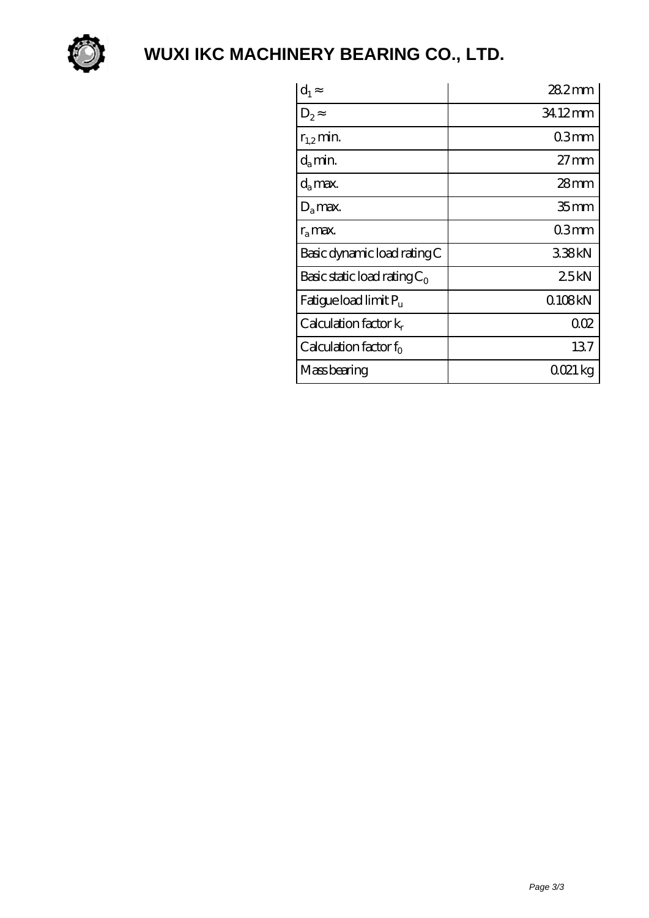| | |
|---|---|
| $d_1 \approx$ | 28.2 mm |
| $D_2 \approx$ | 34.12 mm |
| $r_{1,2}$ min. | 0.3 mm |
| $d_a$ min. | 27 mm |
| $d_a$ max. | 28 mm |
| $D_a$ max. | 35 mm |
| $r_a$ max. | 0.3 mm |
| Basic dynamic load rating C | 3.38 kN |
| Basic static load rating $C_0$ | 2.5 kN |
| Fatigue load limit $P_u$ | 0.108 kN |
| Calculation factor $k_r$ | 0.02 |
| Calculation factor $f_0$ | 13.7 |
| Mass bearing | 0.021 kg |